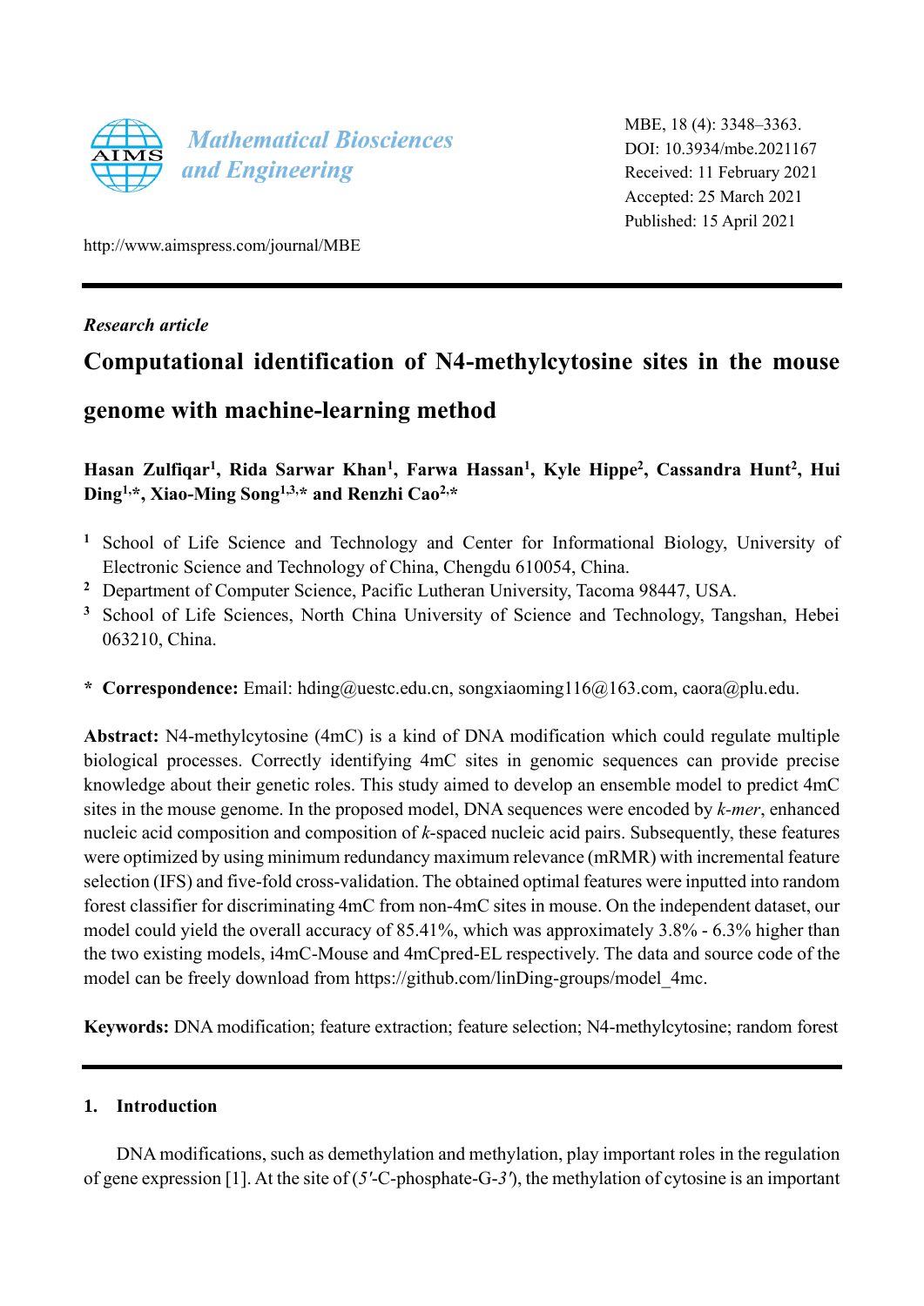Mathematical Biosciences and Engineering

MBE, 18 (4): 3348–3363.
DOI: 10.3934/mbe.2021167
Received: 11 February 2021
Accepted: 25 March 2021
Published: 15 April 2021

http://www.aimspress.com/journal/MBE

*Research article*

# Computational identification of N4-methylcytosine sites in the mouse genome with machine-learning method

**Hasan Zulfiqar[1], Rida Sarwar Khan[1], Farwa Hassan[1], Kyle Hippe[2], Cassandra Hunt[2], Hui Ding[1,*], Xiao-Ming Song[1,3,*] and Renzhi Cao[2,*]**

[1] School of Life Science and Technology and Center for Informational Biology, University of Electronic Science and Technology of China, Chengdu 610054, China.
[2] Department of Computer Science, Pacific Lutheran University, Tacoma 98447, USA.
[3] School of Life Sciences, North China University of Science and Technology, Tangshan, Hebei 063210, China.

**\* Correspondence:** Email: hding@uestc.edu.cn, songxiaoming116@163.com, caora@plu.edu.

**Abstract:** N4-methylcytosine (4mC) is a kind of DNA modification which could regulate multiple biological processes. Correctly identifying 4mC sites in genomic sequences can provide precise knowledge about their genetic roles. This study aimed to develop an ensemble model to predict 4mC sites in the mouse genome. In the proposed model, DNA sequences were encoded by *k-mer*, enhanced nucleic acid composition and composition of *k*-spaced nucleic acid pairs. Subsequently, these features were optimized by using minimum redundancy maximum relevance (mRMR) with incremental feature selection (IFS) and five-fold cross-validation. The obtained optimal features were inputted into random forest classifier for discriminating 4mC from non-4mC sites in mouse. On the independent dataset, our model could yield the overall accuracy of 85.41%, which was approximately 3.8% - 6.3% higher than the two existing models, i4mC-Mouse and 4mCpred-EL respectively. The data and source code of the model can be freely download from https://github.com/linDing-groups/model_4mc.

**Keywords:** DNA modification; feature extraction; feature selection; N4-methylcytosine; random forest

## 1. Introduction

DNA modifications, such as demethylation and methylation, play important roles in the regulation of gene expression [1]. At the site of (*5′*-C-phosphate-G-*3′*), the methylation of cytosine is an important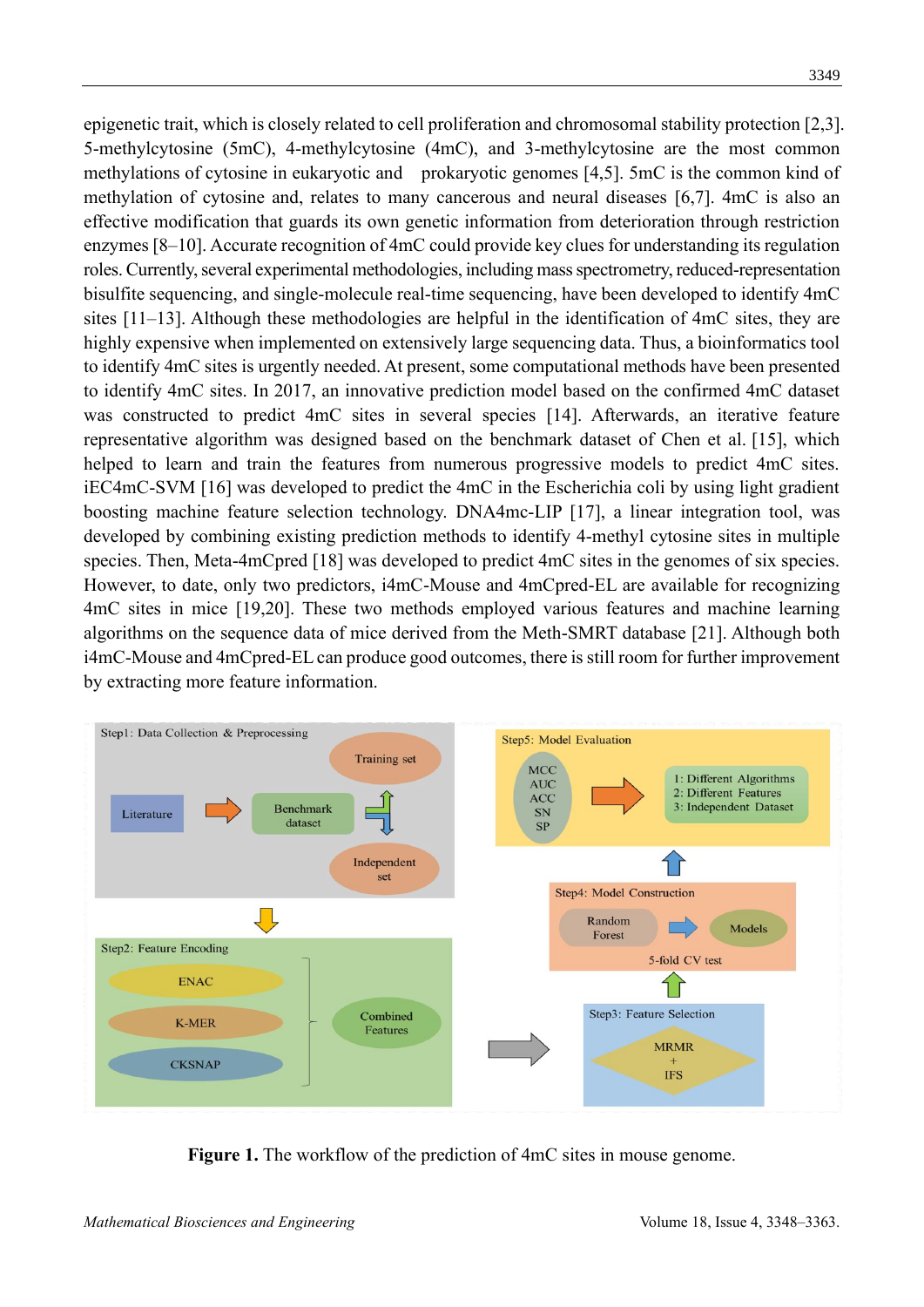epigenetic trait, which is closely related to cell proliferation and chromosomal stability protection [2,3]. 5-methylcytosine (5mC), 4-methylcytosine (4mC), and 3-methylcytosine are the most common methylations of cytosine in eukaryotic and prokaryotic genomes [4,5]. 5mC is the common kind of methylation of cytosine and, relates to many cancerous and neural diseases [6,7]. 4mC is also an effective modification that guards its own genetic information from deterioration through restriction enzymes [8–10]. Accurate recognition of 4mC could provide key clues for understanding its regulation roles. Currently, several experimental methodologies, including mass spectrometry, reduced-representation bisulfite sequencing, and single-molecule real-time sequencing, have been developed to identify 4mC sites [11–13]. Although these methodologies are helpful in the identification of 4mC sites, they are highly expensive when implemented on extensively large sequencing data. Thus, a bioinformatics tool to identify 4mC sites is urgently needed. At present, some computational methods have been presented to identify 4mC sites. In 2017, an innovative prediction model based on the confirmed 4mC dataset was constructed to predict 4mC sites in several species [14]. Afterwards, an iterative feature representative algorithm was designed based on the benchmark dataset of Chen et al. [15], which helped to learn and train the features from numerous progressive models to predict 4mC sites. iEC4mC-SVM [16] was developed to predict the 4mC in the Escherichia coli by using light gradient boosting machine feature selection technology. DNA4mc-LIP [17], a linear integration tool, was developed by combining existing prediction methods to identify 4-methyl cytosine sites in multiple species. Then, Meta-4mCpred [18] was developed to predict 4mC sites in the genomes of six species. However, to date, only two predictors, i4mC-Mouse and 4mCpred-EL are available for recognizing 4mC sites in mice [19,20]. These two methods employed various features and machine learning algorithms on the sequence data of mice derived from the Meth-SMRT database [21]. Although both i4mC-Mouse and 4mCpred-EL can produce good outcomes, there is still room for further improvement by extracting more feature information.

**Figure 1.** The workflow of the prediction of 4mC sites in mouse genome.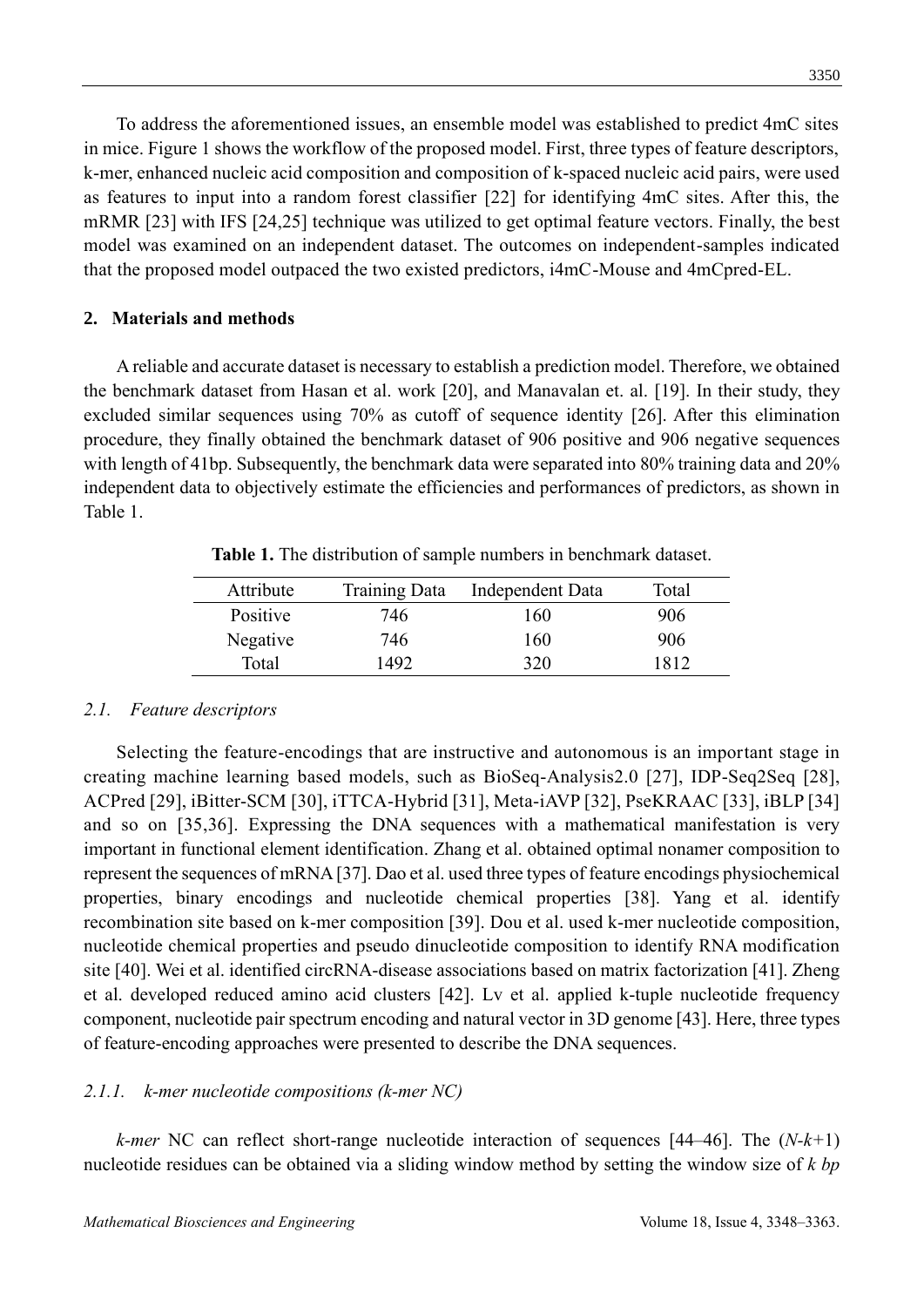To address the aforementioned issues, an ensemble model was established to predict 4mC sites in mice. Figure 1 shows the workflow of the proposed model. First, three types of feature descriptors, k-mer, enhanced nucleic acid composition and composition of k-spaced nucleic acid pairs, were used as features to input into a random forest classifier [22] for identifying 4mC sites. After this, the mRMR [23] with IFS [24,25] technique was utilized to get optimal feature vectors. Finally, the best model was examined on an independent dataset. The outcomes on independent-samples indicated that the proposed model outpaced the two existed predictors, i4mC-Mouse and 4mCpred-EL.

## 2. Materials and methods

A reliable and accurate dataset is necessary to establish a prediction model. Therefore, we obtained the benchmark dataset from Hasan et al. work [20], and Manavalan et. al. [19]. In their study, they excluded similar sequences using 70% as cutoff of sequence identity [26]. After this elimination procedure, they finally obtained the benchmark dataset of 906 positive and 906 negative sequences with length of 41bp. Subsequently, the benchmark data were separated into 80% training data and 20% independent data to objectively estimate the efficiencies and performances of predictors, as shown in Table 1.

**Table 1.** The distribution of sample numbers in benchmark dataset.

| Attribute | Training Data | Independent Data | Total |
|---|---|---|---|
| Positive | 746 | 160 | 906 |
| Negative | 746 | 160 | 906 |
| Total | 1492 | 320 | 1812 |

### 2.1. Feature descriptors

Selecting the feature-encodings that are instructive and autonomous is an important stage in creating machine learning based models, such as BioSeq-Analysis2.0 [27], IDP-Seq2Seq [28], ACPred [29], iBitter-SCM [30], iTTCA-Hybrid [31], Meta-iAVP [32], PseKRAAC [33], iBLP [34] and so on [35,36]. Expressing the DNA sequences with a mathematical manifestation is very important in functional element identification. Zhang et al. obtained optimal nonamer composition to represent the sequences of mRNA [37]. Dao et al. used three types of feature encodings physiochemical properties, binary encodings and nucleotide chemical properties [38]. Yang et al. identify recombination site based on k-mer composition [39]. Dou et al. used k-mer nucleotide composition, nucleotide chemical properties and pseudo dinucleotide composition to identify RNA modification site [40]. Wei et al. identified circRNA-disease associations based on matrix factorization [41]. Zheng et al. developed reduced amino acid clusters [42]. Lv et al. applied k-tuple nucleotide frequency component, nucleotide pair spectrum encoding and natural vector in 3D genome [43]. Here, three types of feature-encoding approaches were presented to describe the DNA sequences.

#### 2.1.1. k-mer nucleotide compositions (k-mer NC)

*k-mer* NC can reflect short-range nucleotide interaction of sequences [44–46]. The $(N\text{-}k\text{+}1)$ nucleotide residues can be obtained via a sliding window method by setting the window size of $k$ *bp*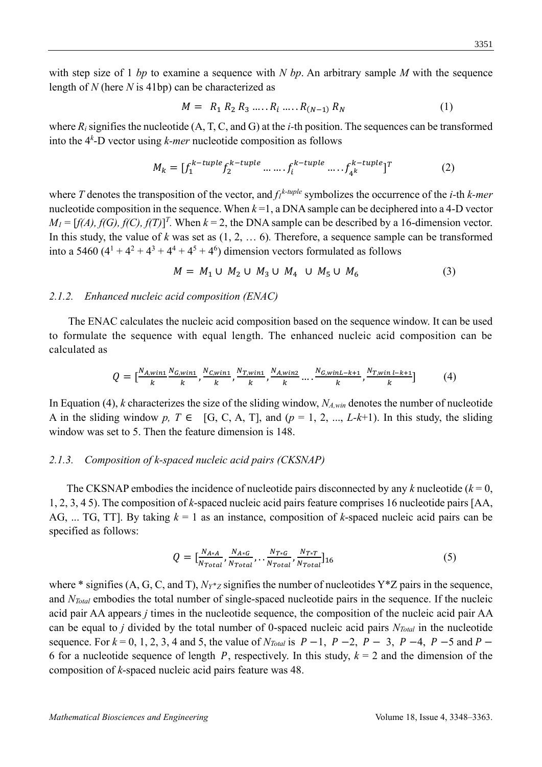with step size of 1 *bp* to examine a sequence with *N bp*. An arbitrary sample *M* with the sequence length of *N* (here *N* is 41bp) can be characterized as

$$M = R_1 \, R_2 \, R_3 \, \ldots . . R_i \, \ldots . . R_{(N-1)} \, R_N \tag{1}$$

where $R_i$ signifies the nucleotide (A, T, C, and G) at the *i*-th position. The sequences can be transformed into the $4^k$-D vector using *k-mer* nucleotide composition as follows

$$M_k = [f_1^{k-tuple} f_2^{k-tuple} \ldots \ldots f_i^{k-tuple} \ldots . . f_{4^k}^{k-tuple}]^T \tag{2}$$

where *T* denotes the transposition of the vector, and $f_i^{k\text{-}tuple}$ symbolizes the occurrence of the *i*-th *k-mer* nucleotide composition in the sequence. When *k* =1, a DNA sample can be deciphered into a 4-D vector $M_1 = [f(A), f(G), f(C), f(T)]^T$. When *k* = 2, the DNA sample can be described by a 16-dimension vector. In this study, the value of *k* was set as (1, 2, … 6). Therefore, a sequence sample can be transformed into a 5460 ($4^1 + 4^2 + 4^3 + 4^4 + 4^5 + 4^6$) dimension vectors formulated as follows

$$M = M_1 \cup M_2 \cup M_3 \cup M_4 \cup M_5 \cup M_6 \tag{3}$$

### *2.1.2. Enhanced nucleic acid composition (ENAC)*

The ENAC calculates the nucleic acid composition based on the sequence window. It can be used to formulate the sequence with equal length. The enhanced nucleic acid composition can be calculated as

$$Q = [\frac{N_{A,win1}}{k} \frac{N_{G,win1}}{k}, \frac{N_{C,win1}}{k}, \frac{N_{T,win1}}{k}, \frac{N_{A,win2}}{k} \ldots . \frac{N_{G,winL-k+1}}{k}, \frac{N_{T,win\, l-k+1}}{k}] \tag{4}$$

In Equation (4), *k* characterizes the size of the sliding window, $N_{A,win}$ denotes the number of nucleotide A in the sliding window *p*, $T \in$ [G, C, A, T], and (*p* = 1, 2, ..., *L*-*k*+1). In this study, the sliding window was set to 5. Then the feature dimension is 148.

### *2.1.3. Composition of k-spaced nucleic acid pairs (CKSNAP)*

The CKSNAP embodies the incidence of nucleotide pairs disconnected by any *k* nucleotide (*k* = 0, 1, 2, 3, 4 5). The composition of *k*-spaced nucleic acid pairs feature comprises 16 nucleotide pairs [AA, AG, ... TG, TT]. By taking *k* = 1 as an instance, composition of *k*-spaced nucleic acid pairs can be specified as follows:

$$Q = [\frac{N_{A*A}}{N_{Total}}, \frac{N_{A*G}}{N_{Total}}, \cdots \frac{N_{T*G}}{N_{Total}}, \frac{N_{T*T}}{N_{Total}}]_{16} \tag{5}$$

where * signifies (A, G, C, and T), $N_{Y*Z}$ signifies the number of nucleotides Y*Z pairs in the sequence, and $N_{Total}$ embodies the total number of single-spaced nucleotide pairs in the sequence. If the nucleic acid pair AA appears *j* times in the nucleotide sequence, the composition of the nucleic acid pair AA can be equal to *j* divided by the total number of 0-spaced nucleic acid pairs $N_{Total}$ in the nucleotide sequence. For *k* = 0, 1, 2, 3, 4 and 5, the value of $N_{Total}$ is $P-1$, $P-2$, $P-3$, $P-4$, $P-5$ and $P-6$ for a nucleotide sequence of length $P$, respectively. In this study, *k* = 2 and the dimension of the composition of *k*-spaced nucleic acid pairs feature was 48.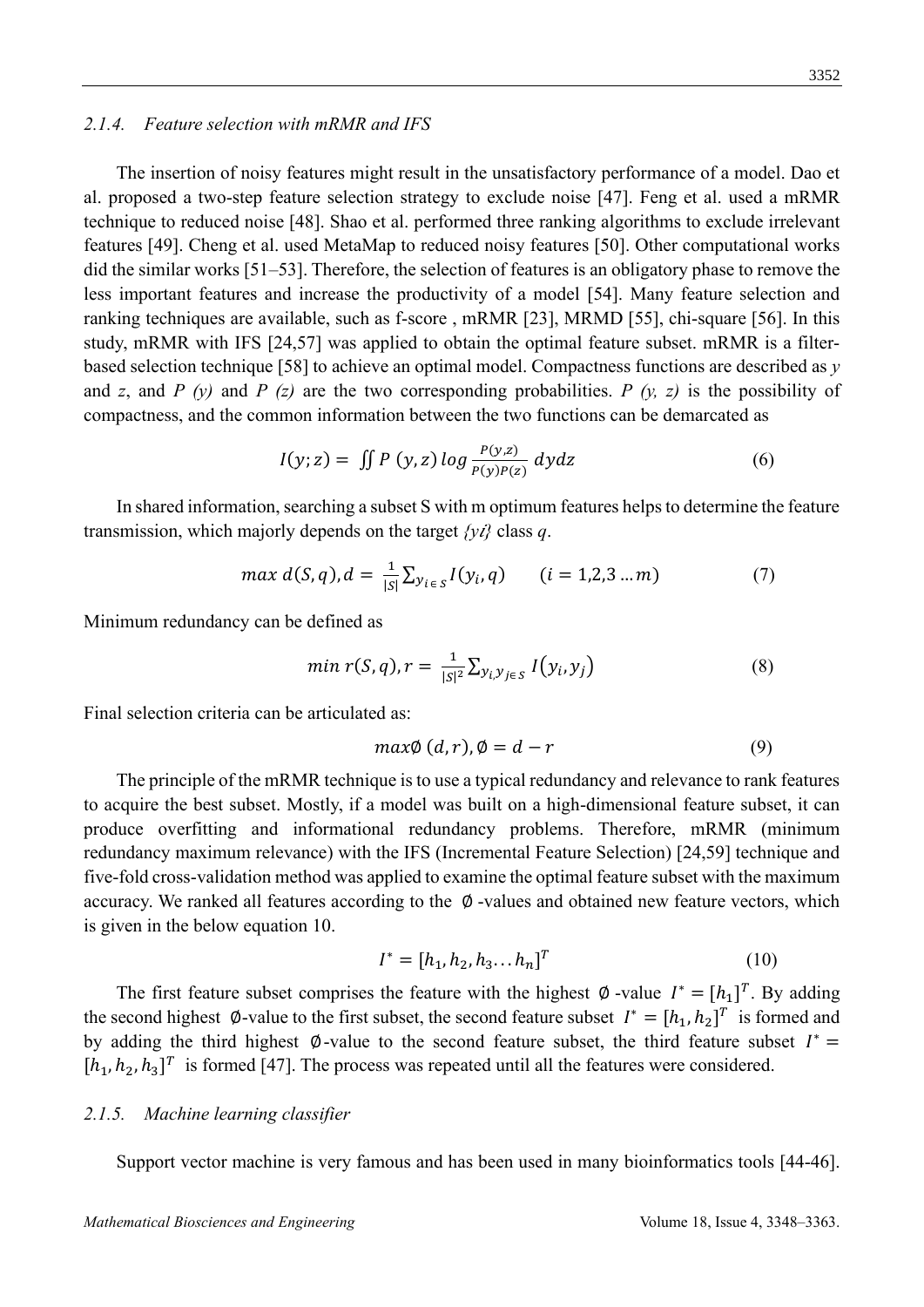### 2.1.4. Feature selection with mRMR and IFS

The insertion of noisy features might result in the unsatisfactory performance of a model. Dao et al. proposed a two-step feature selection strategy to exclude noise [47]. Feng et al. used a mRMR technique to reduced noise [48]. Shao et al. performed three ranking algorithms to exclude irrelevant features [49]. Cheng et al. used MetaMap to reduced noisy features [50]. Other computational works did the similar works [51–53]. Therefore, the selection of features is an obligatory phase to remove the less important features and increase the productivity of a model [54]. Many feature selection and ranking techniques are available, such as f-score , mRMR [23], MRMD [55], chi-square [56]. In this study, mRMR with IFS [24,57] was applied to obtain the optimal feature subset. mRMR is a filter-based selection technique [58] to achieve an optimal model. Compactness functions are described as $y$ and $z$, and $P(y)$ and $P(z)$ are the two corresponding probabilities. $P(y, z)$ is the possibility of compactness, and the common information between the two functions can be demarcated as

$$I(y;z) = \iint P(y,z) \log \frac{P(y,z)}{P(y)P(z)} \, dydz \tag{6}$$

In shared information, searching a subset S with m optimum features helps to determine the feature transmission, which majorly depends on the target $\{yi\}$ class $q$.

$$\max d(S,q), d = \frac{1}{|S|} \sum_{y_{i \in S}} I(y_i, q) \qquad (i = 1,2,3 \ldots m) \tag{7}$$

Minimum redundancy can be defined as

$$\min r(S,q), r = \frac{1}{|S|^2} \sum_{y_i, y_{j \in S}} I(y_i, y_j) \tag{8}$$

Final selection criteria can be articulated as:

$$\max \emptyset (d,r), \emptyset = d - r \tag{9}$$

The principle of the mRMR technique is to use a typical redundancy and relevance to rank features to acquire the best subset. Mostly, if a model was built on a high-dimensional feature subset, it can produce overfitting and informational redundancy problems. Therefore, mRMR (minimum redundancy maximum relevance) with the IFS (Incremental Feature Selection) [24,59] technique and five-fold cross-validation method was applied to examine the optimal feature subset with the maximum accuracy. We ranked all features according to the $\emptyset$-values and obtained new feature vectors, which is given in the below equation 10.

$$I^* = [h_1, h_2, h_3 \ldots h_n]^T \tag{10}$$

The first feature subset comprises the feature with the highest $\emptyset$-value $I^* = [h_1]^T$. By adding the second highest $\emptyset$-value to the first subset, the second feature subset $I^* = [h_1, h_2]^T$ is formed and by adding the third highest $\emptyset$-value to the second feature subset, the third feature subset $I^* = [h_1, h_2, h_3]^T$ is formed [47]. The process was repeated until all the features were considered.

### 2.1.5. Machine learning classifier

Support vector machine is very famous and has been used in many bioinformatics tools [44-46].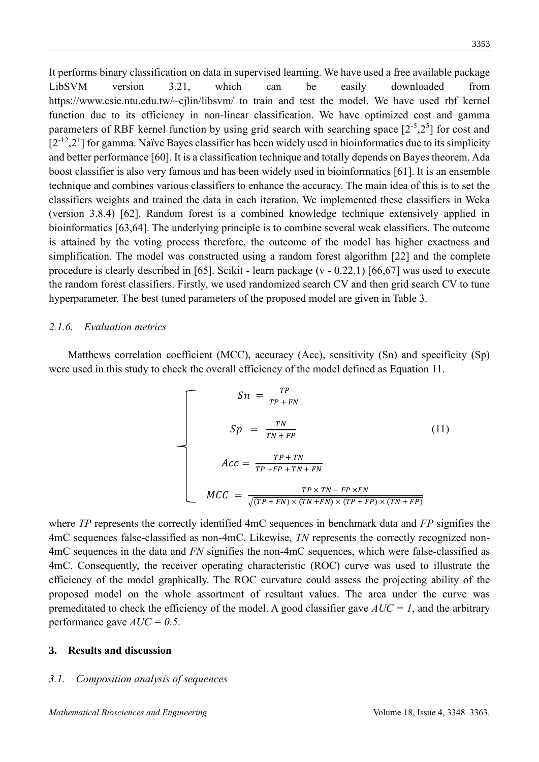It performs binary classification on data in supervised learning. We have used a free available package LibSVM version 3.21, which can be easily downloaded from https://www.csie.ntu.edu.tw/~cjlin/libsvm/ to train and test the model. We have used rbf kernel function due to its efficiency in non-linear classification. We have optimized cost and gamma parameters of RBF kernel function by using grid search with searching space $[2^{-5},2^{5}]$ for cost and $[2^{-12},2^{1}]$ for gamma. Naïve Bayes classifier has been widely used in bioinformatics due to its simplicity and better performance [60]. It is a classification technique and totally depends on Bayes theorem. Ada boost classifier is also very famous and has been widely used in bioinformatics [61]. It is an ensemble technique and combines various classifiers to enhance the accuracy. The main idea of this is to set the classifiers weights and trained the data in each iteration. We implemented these classifiers in Weka (version 3.8.4) [62]. Random forest is a combined knowledge technique extensively applied in bioinformatics [63,64]. The underlying principle is to combine several weak classifiers. The outcome is attained by the voting process therefore, the outcome of the model has higher exactness and simplification. The model was constructed using a random forest algorithm [22] and the complete procedure is clearly described in [65]. Scikit - learn package (v - 0.22.1) [66,67] was used to execute the random forest classifiers. Firstly, we used randomized search CV and then grid search CV to tune hyperparameter. The best tuned parameters of the proposed model are given in Table 3.

#### 2.1.6. Evaluation metrics

Matthews correlation coefficient (MCC), accuracy (Acc), sensitivity (Sn) and specificity (Sp) were used in this study to check the overall efficiency of the model defined as Equation 11.

$$
\begin{cases}
Sn = \dfrac{TP}{TP + FN} \\[2ex]
Sp = \dfrac{TN}{TN + FP} \\[2ex]
Acc = \dfrac{TP + TN}{TP + FP + TN + FN} \\[2ex]
MCC = \dfrac{TP \times TN - FP \times FN}{\sqrt{(TP + FN) \times (TN + FN) \times (TP + FP) \times (TN + FP)}}
\end{cases}
\tag{11}
$$

where *TP* represents the correctly identified 4mC sequences in benchmark data and *FP* signifies the 4mC sequences false-classified as non-4mC. Likewise, *TN* represents the correctly recognized non-4mC sequences in the data and *FN* signifies the non-4mC sequences, which were false-classified as 4mC. Consequently, the receiver operating characteristic (ROC) curve was used to illustrate the efficiency of the model graphically. The ROC curvature could assess the projecting ability of the proposed model on the whole assortment of resultant values. The area under the curve was premeditated to check the efficiency of the model. A good classifier gave $AUC = 1$, and the arbitrary performance gave $AUC = 0.5$.

## 3. Results and discussion

### 3.1. Composition analysis of sequences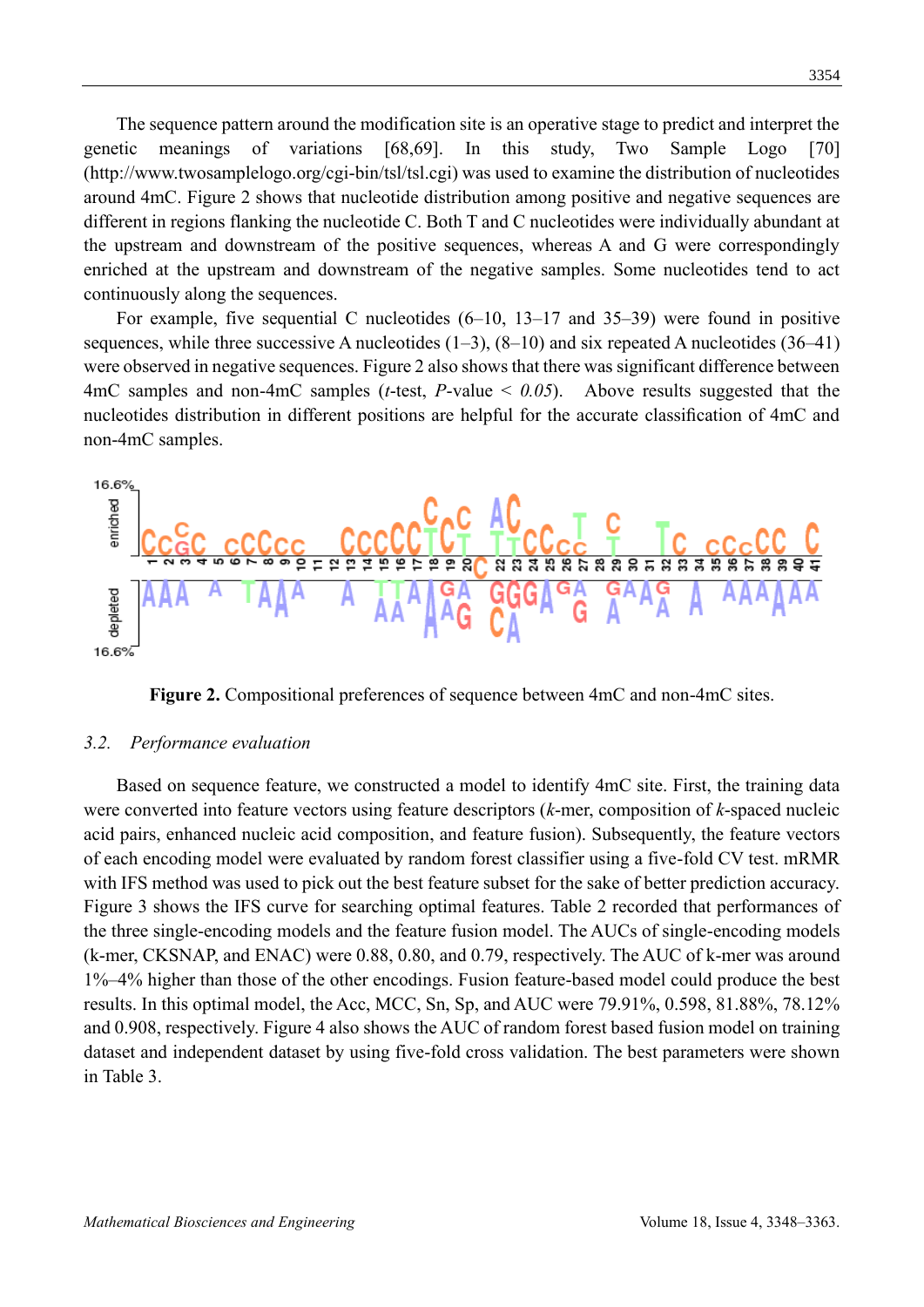The sequence pattern around the modification site is an operative stage to predict and interpret the genetic meanings of variations [68,69]. In this study, Two Sample Logo [70] (http://www.twosamplelogo.org/cgi-bin/tsl/tsl.cgi) was used to examine the distribution of nucleotides around 4mC. Figure 2 shows that nucleotide distribution among positive and negative sequences are different in regions flanking the nucleotide C. Both T and C nucleotides were individually abundant at the upstream and downstream of the positive sequences, whereas A and G were correspondingly enriched at the upstream and downstream of the negative samples. Some nucleotides tend to act continuously along the sequences.

For example, five sequential C nucleotides (6–10, 13–17 and 35–39) were found in positive sequences, while three successive A nucleotides (1–3), (8–10) and six repeated A nucleotides (36–41) were observed in negative sequences. Figure 2 also shows that there was significant difference between 4mC samples and non-4mC samples (*t*-test, $P$-value < *0.05*). Above results suggested that the nucleotides distribution in different positions are helpful for the accurate classification of 4mC and non-4mC samples.

**Figure 2.** Compositional preferences of sequence between 4mC and non-4mC sites.

### 3.2. Performance evaluation

Based on sequence feature, we constructed a model to identify 4mC site. First, the training data were converted into feature vectors using feature descriptors (*k*-mer, composition of *k*-spaced nucleic acid pairs, enhanced nucleic acid composition, and feature fusion). Subsequently, the feature vectors of each encoding model were evaluated by random forest classifier using a five-fold CV test. mRMR with IFS method was used to pick out the best feature subset for the sake of better prediction accuracy. Figure 3 shows the IFS curve for searching optimal features. Table 2 recorded that performances of the three single-encoding models and the feature fusion model. The AUCs of single-encoding models (k-mer, CKSNAP, and ENAC) were 0.88, 0.80, and 0.79, respectively. The AUC of k-mer was around 1%–4% higher than those of the other encodings. Fusion feature-based model could produce the best results. In this optimal model, the Acc, MCC, Sn, Sp, and AUC were 79.91%, 0.598, 81.88%, 78.12% and 0.908, respectively. Figure 4 also shows the AUC of random forest based fusion model on training dataset and independent dataset by using five-fold cross validation. The best parameters were shown in Table 3.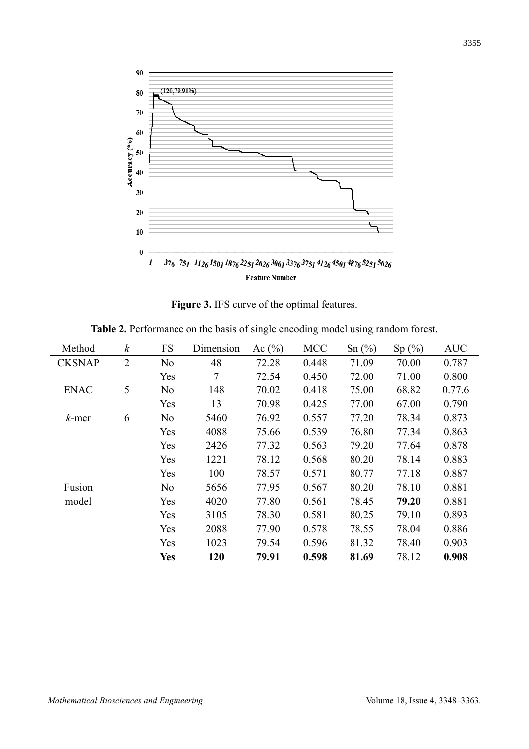**Figure 3.** IFS curve of the optimal features.

**Table 2.** Performance on the basis of single encoding model using random forest.

| Method | *k* | FS | Dimension | Ac (%) | MCC | Sn (%) | Sp (%) | AUC |
|---|---|---|---|---|---|---|---|---|
| CKSNAP | 2 | No | 48 | 72.28 | 0.448 | 71.09 | 70.00 | 0.787 |
| | | Yes | 7 | 72.54 | 0.450 | 72.00 | 71.00 | 0.800 |
| ENAC | 5 | No | 148 | 70.02 | 0.418 | 75.00 | 68.82 | 0.77.6 |
| | | Yes | 13 | 70.98 | 0.425 | 77.00 | 67.00 | 0.790 |
| *k*-mer | 6 | No | 5460 | 76.92 | 0.557 | 77.20 | 78.34 | 0.873 |
| | | Yes | 4088 | 75.66 | 0.539 | 76.80 | 77.34 | 0.863 |
| | | Yes | 2426 | 77.32 | 0.563 | 79.20 | 77.64 | 0.878 |
| | | Yes | 1221 | 78.12 | 0.568 | 80.20 | 78.14 | 0.883 |
| | | Yes | 100 | 78.57 | 0.571 | 80.77 | 77.18 | 0.887 |
| Fusion model | | No | 5656 | 77.95 | 0.567 | 80.20 | 78.10 | 0.881 |
| | | Yes | 4020 | 77.80 | 0.561 | 78.45 | **79.20** | 0.881 |
| | | Yes | 3105 | 78.30 | 0.581 | 80.25 | 79.10 | 0.893 |
| | | Yes | 2088 | 77.90 | 0.578 | 78.55 | 78.04 | 0.886 |
| | | Yes | 1023 | 79.54 | 0.596 | 81.32 | 78.40 | 0.903 |
| | | **Yes** | **120** | **79.91** | **0.598** | **81.69** | 78.12 | **0.908** |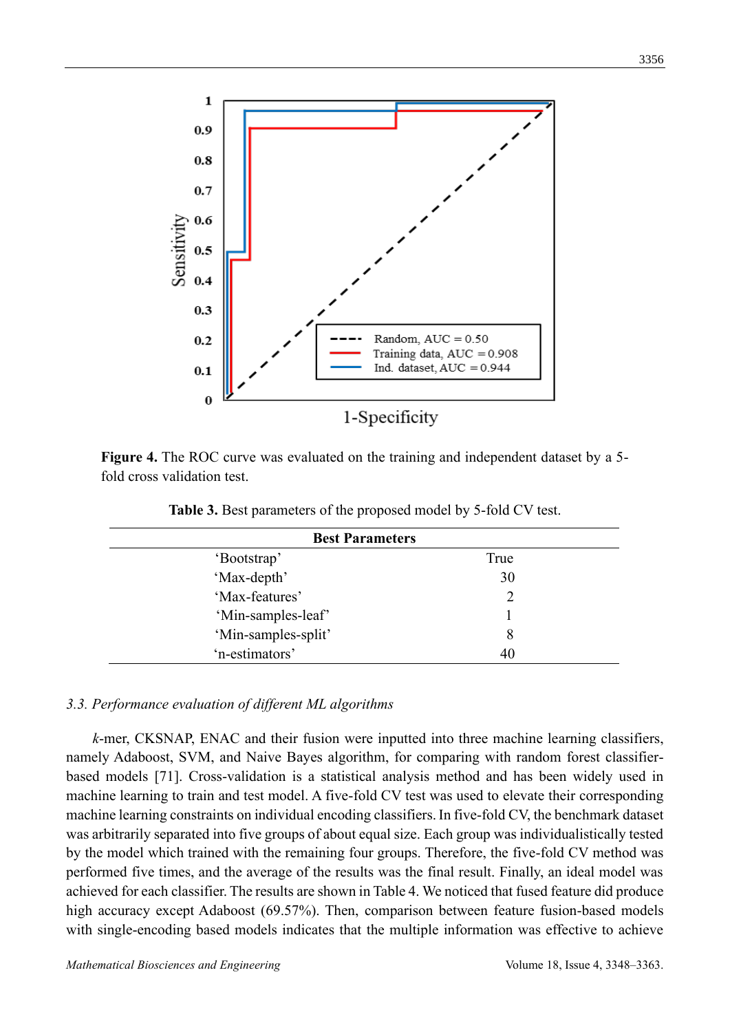**Figure 4.** The ROC curve was evaluated on the training and independent dataset by a 5-fold cross validation test.

**Table 3.** Best parameters of the proposed model by 5-fold CV test.

| Best Parameters | |
|---|---|
| 'Bootstrap' | True |
| 'Max-depth' | 30 |
| 'Max-features' | 2 |
| 'Min-samples-leaf' | 1 |
| 'Min-samples-split' | 8 |
| 'n-estimators' | 40 |

*3.3. Performance evaluation of different ML algorithms*

*k*-mer, CKSNAP, ENAC and their fusion were inputted into three machine learning classifiers, namely Adaboost, SVM, and Naive Bayes algorithm, for comparing with random forest classifier-based models [71]. Cross-validation is a statistical analysis method and has been widely used in machine learning to train and test model. A five-fold CV test was used to elevate their corresponding machine learning constraints on individual encoding classifiers. In five-fold CV, the benchmark dataset was arbitrarily separated into five groups of about equal size. Each group was individualistically tested by the model which trained with the remaining four groups. Therefore, the five-fold CV method was performed five times, and the average of the results was the final result. Finally, an ideal model was achieved for each classifier. The results are shown in Table 4. We noticed that fused feature did produce high accuracy except Adaboost (69.57%). Then, comparison between feature fusion-based models with single-encoding based models indicates that the multiple information was effective to achieve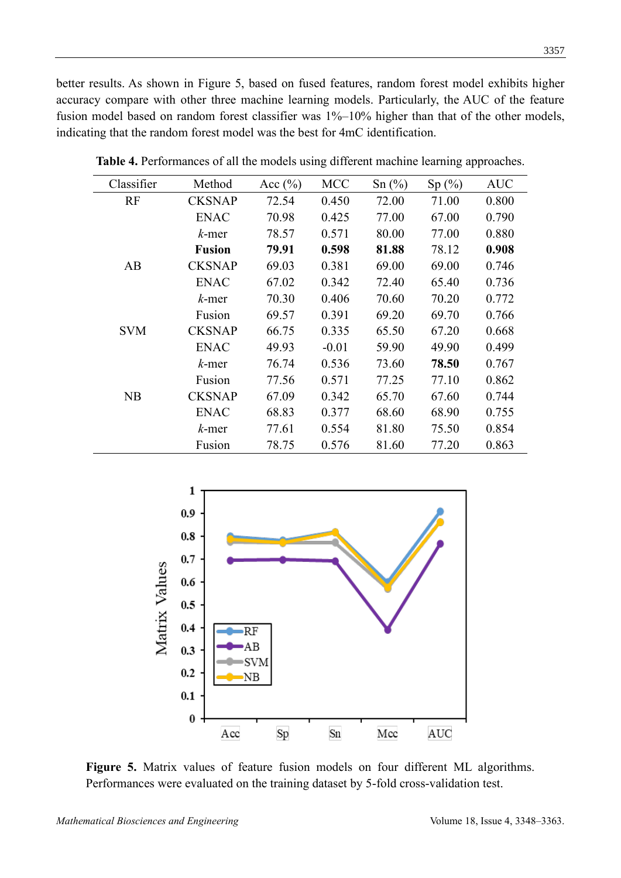better results. As shown in Figure 5, based on fused features, random forest model exhibits higher accuracy compare with other three machine learning models. Particularly, the AUC of the feature fusion model based on random forest classifier was 1%–10% higher than that of the other models, indicating that the random forest model was the best for 4mC identification.

**Table 4.** Performances of all the models using different machine learning approaches.

| Classifier | Method | Acc (%) | MCC | Sn (%) | Sp (%) | AUC |
|---|---|---|---|---|---|---|
| RF | CKSNAP | 72.54 | 0.450 | 72.00 | 71.00 | 0.800 |
| | ENAC | 70.98 | 0.425 | 77.00 | 67.00 | 0.790 |
| | *k*-mer | 78.57 | 0.571 | 80.00 | 77.00 | 0.880 |
| | **Fusion** | **79.91** | **0.598** | **81.88** | 78.12 | **0.908** |
| AB | CKSNAP | 69.03 | 0.381 | 69.00 | 69.00 | 0.746 |
| | ENAC | 67.02 | 0.342 | 72.40 | 65.40 | 0.736 |
| | *k*-mer | 70.30 | 0.406 | 70.60 | 70.20 | 0.772 |
| | Fusion | 69.57 | 0.391 | 69.20 | 69.70 | 0.766 |
| SVM | CKSNAP | 66.75 | 0.335 | 65.50 | 67.20 | 0.668 |
| | ENAC | 49.93 | -0.01 | 59.90 | 49.90 | 0.499 |
| | *k*-mer | 76.74 | 0.536 | 73.60 | **78.50** | 0.767 |
| | Fusion | 77.56 | 0.571 | 77.25 | 77.10 | 0.862 |
| NB | CKSNAP | 67.09 | 0.342 | 65.70 | 67.60 | 0.744 |
| | ENAC | 68.83 | 0.377 | 68.60 | 68.90 | 0.755 |
| | *k*-mer | 77.61 | 0.554 | 81.80 | 75.50 | 0.854 |
| | Fusion | 78.75 | 0.576 | 81.60 | 77.20 | 0.863 |

**Figure 5.** Matrix values of feature fusion models on four different ML algorithms. Performances were evaluated on the training dataset by 5-fold cross-validation test.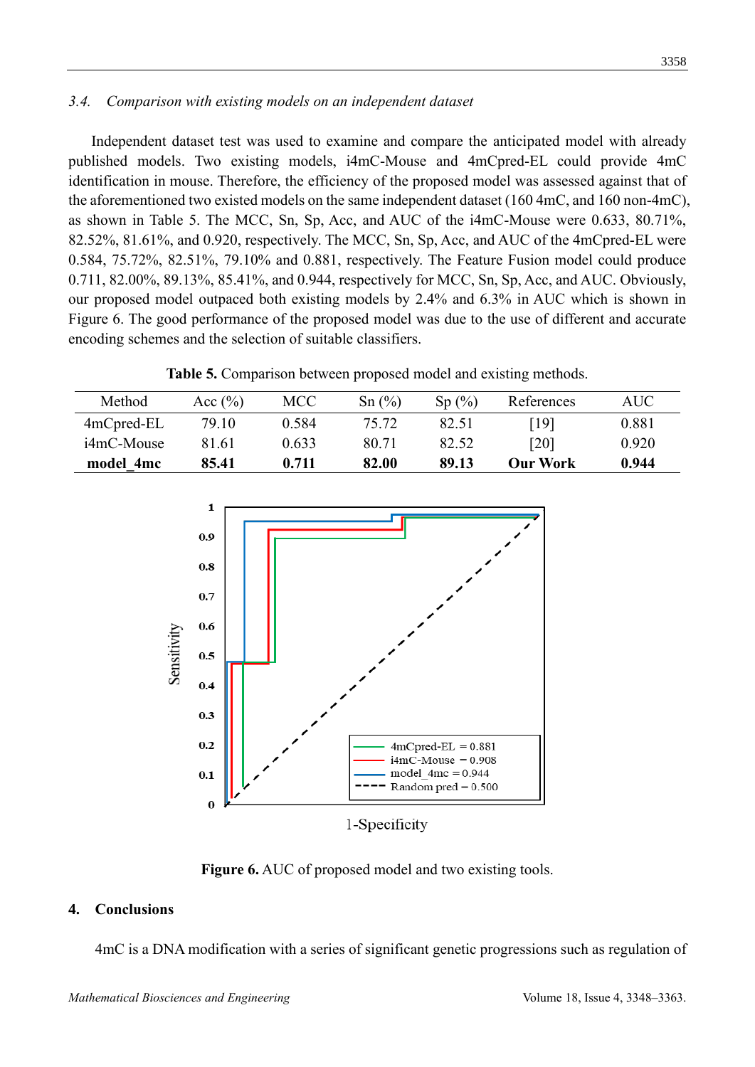### 3.4. Comparison with existing models on an independent dataset

Independent dataset test was used to examine and compare the anticipated model with already published models. Two existing models, i4mC-Mouse and 4mCpred-EL could provide 4mC identification in mouse. Therefore, the efficiency of the proposed model was assessed against that of the aforementioned two existed models on the same independent dataset (160 4mC, and 160 non-4mC), as shown in Table 5. The MCC, Sn, Sp, Acc, and AUC of the i4mC-Mouse were 0.633, 80.71%, 82.52%, 81.61%, and 0.920, respectively. The MCC, Sn, Sp, Acc, and AUC of the 4mCpred-EL were 0.584, 75.72%, 82.51%, 79.10% and 0.881, respectively. The Feature Fusion model could produce 0.711, 82.00%, 89.13%, 85.41%, and 0.944, respectively for MCC, Sn, Sp, Acc, and AUC. Obviously, our proposed model outpaced both existing models by 2.4% and 6.3% in AUC which is shown in Figure 6. The good performance of the proposed model was due to the use of different and accurate encoding schemes and the selection of suitable classifiers.

**Table 5.** Comparison between proposed model and existing methods.

| Method | Acc (%) | MCC | Sn (%) | Sp (%) | References | AUC |
|---|---|---|---|---|---|---|
| 4mCpred-EL | 79.10 | 0.584 | 75.72 | 82.51 | [19] | 0.881 |
| i4mC-Mouse | 81.61 | 0.633 | 80.71 | 82.52 | [20] | 0.920 |
| **model_4mc** | **85.41** | **0.711** | **82.00** | **89.13** | **Our Work** | **0.944** |

**Figure 6.** AUC of proposed model and two existing tools.

## 4. Conclusions

4mC is a DNA modification with a series of significant genetic progressions such as regulation of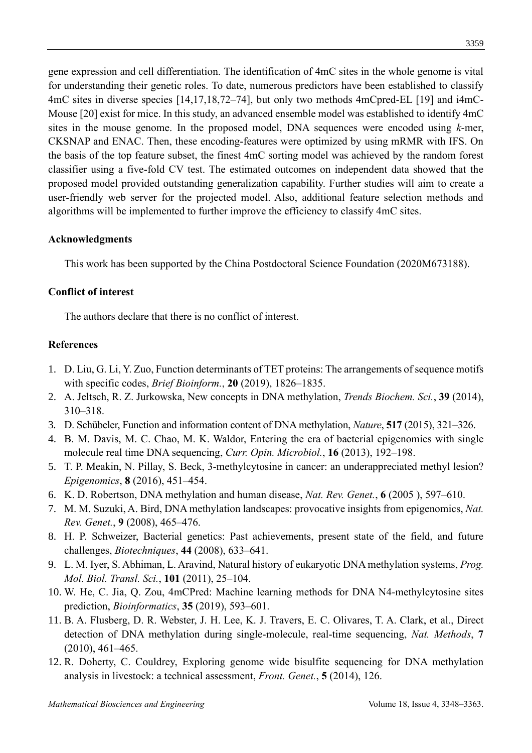gene expression and cell differentiation. The identification of 4mC sites in the whole genome is vital for understanding their genetic roles. To date, numerous predictors have been established to classify 4mC sites in diverse species [14,17,18,72–74], but only two methods 4mCpred-EL [19] and i4mC-Mouse [20] exist for mice. In this study, an advanced ensemble model was established to identify 4mC sites in the mouse genome. In the proposed model, DNA sequences were encoded using *k*-mer, CKSNAP and ENAC. Then, these encoding-features were optimized by using mRMR with IFS. On the basis of the top feature subset, the finest 4mC sorting model was achieved by the random forest classifier using a five-fold CV test. The estimated outcomes on independent data showed that the proposed model provided outstanding generalization capability. Further studies will aim to create a user-friendly web server for the projected model. Also, additional feature selection methods and algorithms will be implemented to further improve the efficiency to classify 4mC sites.

**Acknowledgments**

This work has been supported by the China Postdoctoral Science Foundation (2020M673188).

**Conflict of interest**

The authors declare that there is no conflict of interest.

**References**

1. D. Liu, G. Li, Y. Zuo, Function determinants of TET proteins: The arrangements of sequence motifs with specific codes, *Brief Bioinform.*, **20** (2019), 1826–1835.
2. A. Jeltsch, R. Z. Jurkowska, New concepts in DNA methylation, *Trends Biochem. Sci.*, **39** (2014), 310–318.
3. D. Schübeler, Function and information content of DNA methylation, *Nature*, **517** (2015), 321–326.
4. B. M. Davis, M. C. Chao, M. K. Waldor, Entering the era of bacterial epigenomics with single molecule real time DNA sequencing, *Curr. Opin. Microbiol.*, **16** (2013), 192–198.
5. T. P. Meakin, N. Pillay, S. Beck, 3-methylcytosine in cancer: an underappreciated methyl lesion? *Epigenomics*, **8** (2016), 451–454.
6. K. D. Robertson, DNA methylation and human disease, *Nat. Rev. Genet.*, **6** (2005 ), 597–610.
7. M. M. Suzuki, A. Bird, DNA methylation landscapes: provocative insights from epigenomics, *Nat. Rev. Genet.*, **9** (2008), 465–476.
8. H. P. Schweizer, Bacterial genetics: Past achievements, present state of the field, and future challenges, *Biotechniques*, **44** (2008), 633–641.
9. L. M. Iyer, S. Abhiman, L. Aravind, Natural history of eukaryotic DNA methylation systems, *Prog. Mol. Biol. Transl. Sci.*, **101** (2011), 25–104.
10. W. He, C. Jia, Q. Zou, 4mCPred: Machine learning methods for DNA N4-methylcytosine sites prediction, *Bioinformatics*, **35** (2019), 593–601.
11. B. A. Flusberg, D. R. Webster, J. H. Lee, K. J. Travers, E. C. Olivares, T. A. Clark, et al., Direct detection of DNA methylation during single-molecule, real-time sequencing, *Nat. Methods*, **7** (2010), 461–465.
12. R. Doherty, C. Couldrey, Exploring genome wide bisulfite sequencing for DNA methylation analysis in livestock: a technical assessment, *Front. Genet.*, **5** (2014), 126.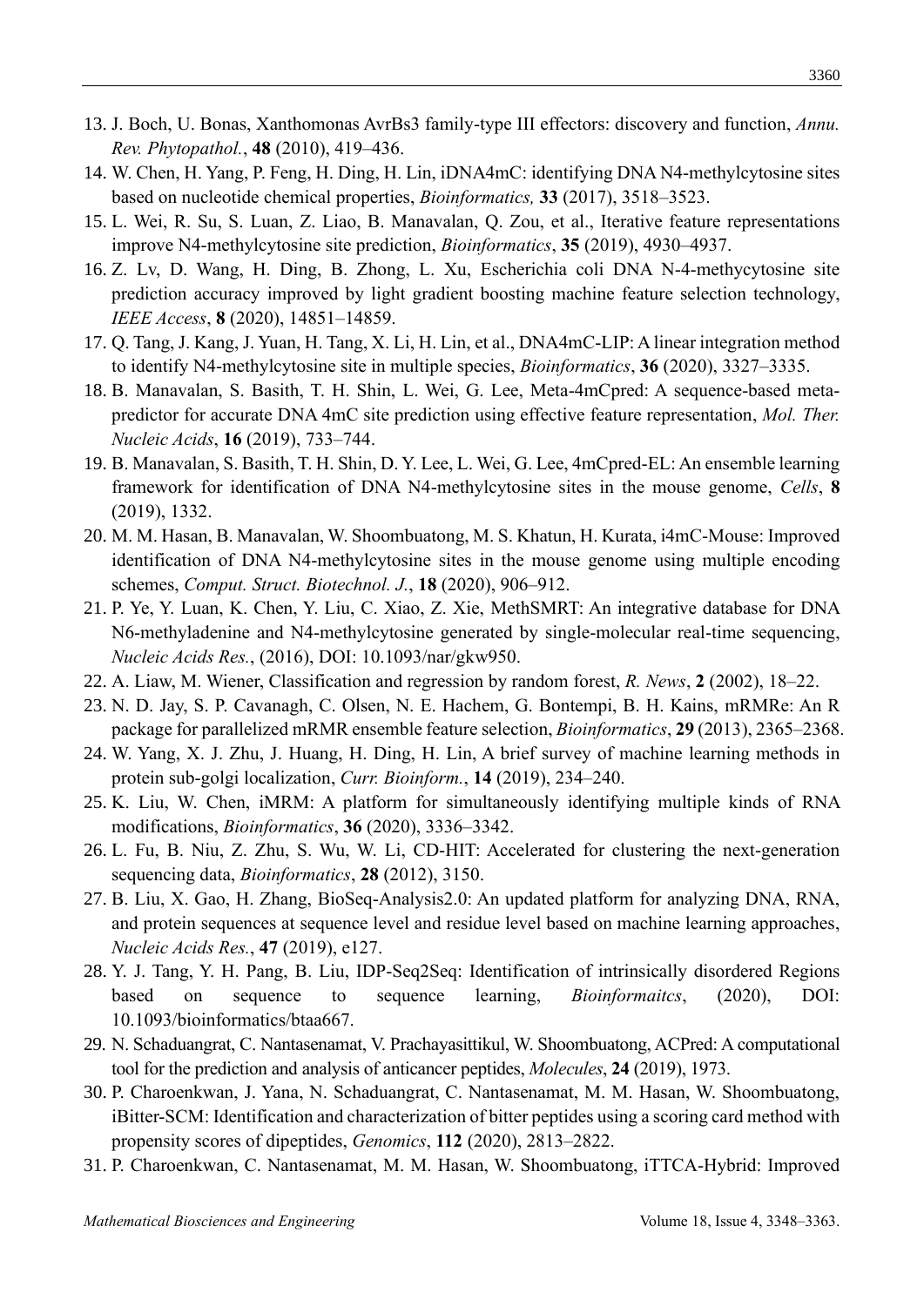13. J. Boch, U. Bonas, Xanthomonas AvrBs3 family-type III effectors: discovery and function, *Annu. Rev. Phytopathol.*, **48** (2010), 419–436.
14. W. Chen, H. Yang, P. Feng, H. Ding, H. Lin, iDNA4mC: identifying DNA N4-methylcytosine sites based on nucleotide chemical properties, *Bioinformatics,* **33** (2017), 3518–3523.
15. L. Wei, R. Su, S. Luan, Z. Liao, B. Manavalan, Q. Zou, et al., Iterative feature representations improve N4-methylcytosine site prediction, *Bioinformatics*, **35** (2019), 4930–4937.
16. Z. Lv, D. Wang, H. Ding, B. Zhong, L. Xu, Escherichia coli DNA N-4-methycytosine site prediction accuracy improved by light gradient boosting machine feature selection technology, *IEEE Access*, **8** (2020), 14851–14859.
17. Q. Tang, J. Kang, J. Yuan, H. Tang, X. Li, H. Lin, et al., DNA4mC-LIP: A linear integration method to identify N4-methylcytosine site in multiple species, *Bioinformatics*, **36** (2020), 3327–3335.
18. B. Manavalan, S. Basith, T. H. Shin, L. Wei, G. Lee, Meta-4mCpred: A sequence-based meta-predictor for accurate DNA 4mC site prediction using effective feature representation, *Mol. Ther. Nucleic Acids*, **16** (2019), 733–744.
19. B. Manavalan, S. Basith, T. H. Shin, D. Y. Lee, L. Wei, G. Lee, 4mCpred-EL: An ensemble learning framework for identification of DNA N4-methylcytosine sites in the mouse genome, *Cells*, **8** (2019), 1332.
20. M. M. Hasan, B. Manavalan, W. Shoombuatong, M. S. Khatun, H. Kurata, i4mC-Mouse: Improved identification of DNA N4-methylcytosine sites in the mouse genome using multiple encoding schemes, *Comput. Struct. Biotechnol. J.*, **18** (2020), 906–912.
21. P. Ye, Y. Luan, K. Chen, Y. Liu, C. Xiao, Z. Xie, MethSMRT: An integrative database for DNA N6-methyladenine and N4-methylcytosine generated by single-molecular real-time sequencing, *Nucleic Acids Res.*, (2016), DOI: 10.1093/nar/gkw950.
22. A. Liaw, M. Wiener, Classification and regression by random forest, *R. News*, **2** (2002), 18–22.
23. N. D. Jay, S. P. Cavanagh, C. Olsen, N. E. Hachem, G. Bontempi, B. H. Kains, mRMRe: An R package for parallelized mRMR ensemble feature selection, *Bioinformatics*, **29** (2013), 2365–2368.
24. W. Yang, X. J. Zhu, J. Huang, H. Ding, H. Lin, A brief survey of machine learning methods in protein sub-golgi localization, *Curr. Bioinform.*, **14** (2019), 234–240.
25. K. Liu, W. Chen, iMRM: A platform for simultaneously identifying multiple kinds of RNA modifications, *Bioinformatics*, **36** (2020), 3336–3342.
26. L. Fu, B. Niu, Z. Zhu, S. Wu, W. Li, CD-HIT: Accelerated for clustering the next-generation sequencing data, *Bioinformatics*, **28** (2012), 3150.
27. B. Liu, X. Gao, H. Zhang, BioSeq-Analysis2.0: An updated platform for analyzing DNA, RNA, and protein sequences at sequence level and residue level based on machine learning approaches, *Nucleic Acids Res.*, **47** (2019), e127.
28. Y. J. Tang, Y. H. Pang, B. Liu, IDP-Seq2Seq: Identification of intrinsically disordered Regions based on sequence to sequence learning, *Bioinformaitcs*, (2020), DOI: 10.1093/bioinformatics/btaa667.
29. N. Schaduangrat, C. Nantasenamat, V. Prachayasittikul, W. Shoombuatong, ACPred: A computational tool for the prediction and analysis of anticancer peptides, *Molecules*, **24** (2019), 1973.
30. P. Charoenkwan, J. Yana, N. Schaduangrat, C. Nantasenamat, M. M. Hasan, W. Shoombuatong, iBitter-SCM: Identification and characterization of bitter peptides using a scoring card method with propensity scores of dipeptides, *Genomics*, **112** (2020), 2813–2822.
31. P. Charoenkwan, C. Nantasenamat, M. M. Hasan, W. Shoombuatong, iTTCA-Hybrid: Improved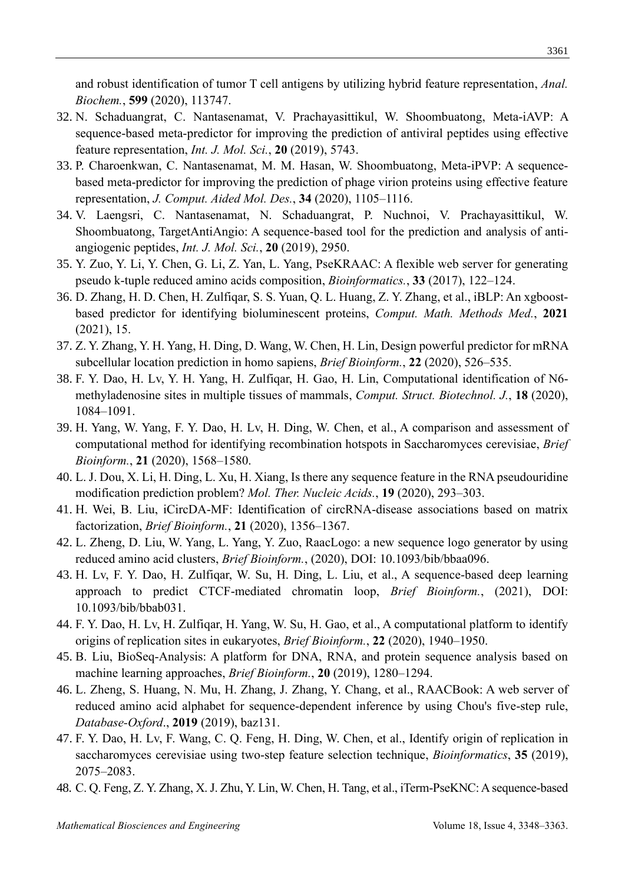and robust identification of tumor T cell antigens by utilizing hybrid feature representation, *Anal. Biochem.*, **599** (2020), 113747.

32. N. Schaduangrat, C. Nantasenamat, V. Prachayasittikul, W. Shoombuatong, Meta-iAVP: A sequence-based meta-predictor for improving the prediction of antiviral peptides using effective feature representation, *Int. J. Mol. Sci.*, **20** (2019), 5743.
33. P. Charoenkwan, C. Nantasenamat, M. M. Hasan, W. Shoombuatong, Meta-iPVP: A sequence-based meta-predictor for improving the prediction of phage virion proteins using effective feature representation, *J. Comput. Aided Mol. Des.*, **34** (2020), 1105–1116.
34. V. Laengsri, C. Nantasenamat, N. Schaduangrat, P. Nuchnoi, V. Prachayasittikul, W. Shoombuatong, TargetAntiAngio: A sequence-based tool for the prediction and analysis of anti-angiogenic peptides, *Int. J. Mol. Sci.*, **20** (2019), 2950.
35. Y. Zuo, Y. Li, Y. Chen, G. Li, Z. Yan, L. Yang, PseKRAAC: A flexible web server for generating pseudo k-tuple reduced amino acids composition, *Bioinformatics.*, **33** (2017), 122–124.
36. D. Zhang, H. D. Chen, H. Zulfiqar, S. S. Yuan, Q. L. Huang, Z. Y. Zhang, et al., iBLP: An xgboost-based predictor for identifying bioluminescent proteins, *Comput. Math. Methods Med.*, **2021** (2021), 15.
37. Z. Y. Zhang, Y. H. Yang, H. Ding, D. Wang, W. Chen, H. Lin, Design powerful predictor for mRNA subcellular location prediction in homo sapiens, *Brief Bioinform.*, **22** (2020), 526–535.
38. F. Y. Dao, H. Lv, Y. H. Yang, H. Zulfiqar, H. Gao, H. Lin, Computational identification of N6-methyladenosine sites in multiple tissues of mammals, *Comput. Struct. Biotechnol. J.*, **18** (2020), 1084–1091.
39. H. Yang, W. Yang, F. Y. Dao, H. Lv, H. Ding, W. Chen, et al., A comparison and assessment of computational method for identifying recombination hotspots in Saccharomyces cerevisiae, *Brief Bioinform.*, **21** (2020), 1568–1580.
40. L. J. Dou, X. Li, H. Ding, L. Xu, H. Xiang, Is there any sequence feature in the RNA pseudouridine modification prediction problem? *Mol. Ther. Nucleic Acids.*, **19** (2020), 293–303.
41. H. Wei, B. Liu, iCircDA-MF: Identification of circRNA-disease associations based on matrix factorization, *Brief Bioinform.*, **21** (2020), 1356–1367.
42. L. Zheng, D. Liu, W. Yang, L. Yang, Y. Zuo, RaacLogo: a new sequence logo generator by using reduced amino acid clusters, *Brief Bioinform.*, (2020), DOI: 10.1093/bib/bbaa096.
43. H. Lv, F. Y. Dao, H. Zulfiqar, W. Su, H. Ding, L. Liu, et al., A sequence-based deep learning approach to predict CTCF-mediated chromatin loop, *Brief Bioinform.*, (2021), DOI: 10.1093/bib/bbab031.
44. F. Y. Dao, H. Lv, H. Zulfiqar, H. Yang, W. Su, H. Gao, et al., A computational platform to identify origins of replication sites in eukaryotes, *Brief Bioinform.*, **22** (2020), 1940–1950.
45. B. Liu, BioSeq-Analysis: A platform for DNA, RNA, and protein sequence analysis based on machine learning approaches, *Brief Bioinform.*, **20** (2019), 1280–1294.
46. L. Zheng, S. Huang, N. Mu, H. Zhang, J. Zhang, Y. Chang, et al., RAACBook: A web server of reduced amino acid alphabet for sequence-dependent inference by using Chou's five-step rule, *Database-Oxford*., **2019** (2019), baz131.
47. F. Y. Dao, H. Lv, F. Wang, C. Q. Feng, H. Ding, W. Chen, et al., Identify origin of replication in saccharomyces cerevisiae using two-step feature selection technique, *Bioinformatics*, **35** (2019), 2075–2083.
48. C. Q. Feng, Z. Y. Zhang, X. J. Zhu, Y. Lin, W. Chen, H. Tang, et al., iTerm-PseKNC: A sequence-based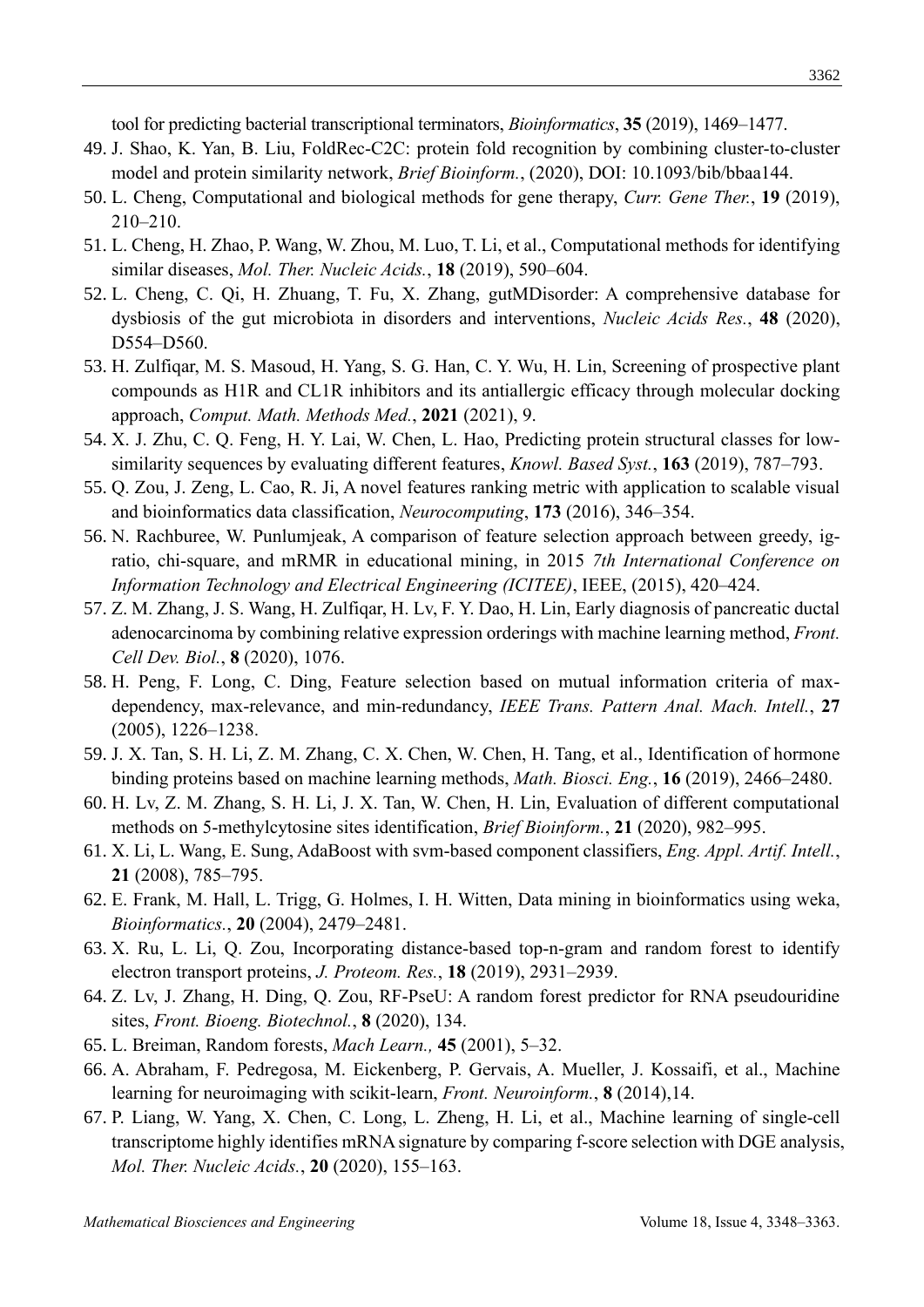tool for predicting bacterial transcriptional terminators, *Bioinformatics*, **35** (2019), 1469–1477.

49. J. Shao, K. Yan, B. Liu, FoldRec-C2C: protein fold recognition by combining cluster-to-cluster model and protein similarity network, *Brief Bioinform.*, (2020), DOI: 10.1093/bib/bbaa144.
50. L. Cheng, Computational and biological methods for gene therapy, *Curr. Gene Ther.*, **19** (2019), 210–210.
51. L. Cheng, H. Zhao, P. Wang, W. Zhou, M. Luo, T. Li, et al., Computational methods for identifying similar diseases, *Mol. Ther. Nucleic Acids.*, **18** (2019), 590–604.
52. L. Cheng, C. Qi, H. Zhuang, T. Fu, X. Zhang, gutMDisorder: A comprehensive database for dysbiosis of the gut microbiota in disorders and interventions, *Nucleic Acids Res.*, **48** (2020), D554–D560.
53. H. Zulfiqar, M. S. Masoud, H. Yang, S. G. Han, C. Y. Wu, H. Lin, Screening of prospective plant compounds as H1R and CL1R inhibitors and its antiallergic efficacy through molecular docking approach, *Comput. Math. Methods Med.*, **2021** (2021), 9.
54. X. J. Zhu, C. Q. Feng, H. Y. Lai, W. Chen, L. Hao, Predicting protein structural classes for low-similarity sequences by evaluating different features, *Knowl. Based Syst.*, **163** (2019), 787–793.
55. Q. Zou, J. Zeng, L. Cao, R. Ji, A novel features ranking metric with application to scalable visual and bioinformatics data classification, *Neurocomputing*, **173** (2016), 346–354.
56. N. Rachburee, W. Punlumjeak, A comparison of feature selection approach between greedy, ig-ratio, chi-square, and mRMR in educational mining, in 2015 *7th International Conference on Information Technology and Electrical Engineering (ICITEE)*, IEEE, (2015), 420–424.
57. Z. M. Zhang, J. S. Wang, H. Zulfiqar, H. Lv, F. Y. Dao, H. Lin, Early diagnosis of pancreatic ductal adenocarcinoma by combining relative expression orderings with machine learning method, *Front. Cell Dev. Biol.*, **8** (2020), 1076.
58. H. Peng, F. Long, C. Ding, Feature selection based on mutual information criteria of max-dependency, max-relevance, and min-redundancy, *IEEE Trans. Pattern Anal. Mach. Intell.*, **27** (2005), 1226–1238.
59. J. X. Tan, S. H. Li, Z. M. Zhang, C. X. Chen, W. Chen, H. Tang, et al., Identification of hormone binding proteins based on machine learning methods, *Math. Biosci. Eng.*, **16** (2019), 2466–2480.
60. H. Lv, Z. M. Zhang, S. H. Li, J. X. Tan, W. Chen, H. Lin, Evaluation of different computational methods on 5-methylcytosine sites identification, *Brief Bioinform.*, **21** (2020), 982–995.
61. X. Li, L. Wang, E. Sung, AdaBoost with svm-based component classifiers, *Eng. Appl. Artif. Intell.*, **21** (2008), 785–795.
62. E. Frank, M. Hall, L. Trigg, G. Holmes, I. H. Witten, Data mining in bioinformatics using weka, *Bioinformatics.*, **20** (2004), 2479–2481.
63. X. Ru, L. Li, Q. Zou, Incorporating distance-based top-n-gram and random forest to identify electron transport proteins, *J. Proteom. Res.*, **18** (2019), 2931–2939.
64. Z. Lv, J. Zhang, H. Ding, Q. Zou, RF-PseU: A random forest predictor for RNA pseudouridine sites, *Front. Bioeng. Biotechnol.*, **8** (2020), 134.
65. L. Breiman, Random forests, *Mach Learn.,* **45** (2001), 5–32.
66. A. Abraham, F. Pedregosa, M. Eickenberg, P. Gervais, A. Mueller, J. Kossaifi, et al., Machine learning for neuroimaging with scikit-learn, *Front. Neuroinform.*, **8** (2014),14.
67. P. Liang, W. Yang, X. Chen, C. Long, L. Zheng, H. Li, et al., Machine learning of single-cell transcriptome highly identifies mRNA signature by comparing f-score selection with DGE analysis, *Mol. Ther. Nucleic Acids.*, **20** (2020), 155–163.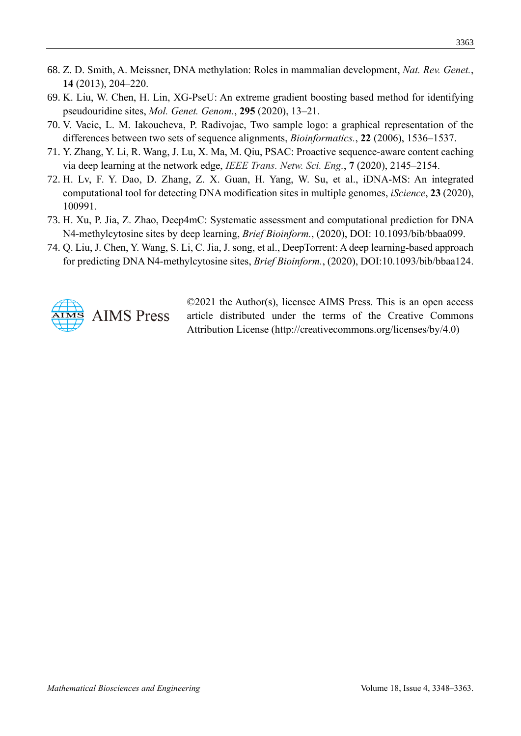68. Z. D. Smith, A. Meissner, DNA methylation: Roles in mammalian development, *Nat. Rev. Genet.*, **14** (2013), 204–220.
69. K. Liu, W. Chen, H. Lin, XG-PseU: An extreme gradient boosting based method for identifying pseudouridine sites, *Mol. Genet. Genom.*, **295** (2020), 13–21.
70. V. Vacic, L. M. Iakoucheva, P. Radivojac, Two sample logo: a graphical representation of the differences between two sets of sequence alignments, *Bioinformatics.*, **22** (2006), 1536–1537.
71. Y. Zhang, Y. Li, R. Wang, J. Lu, X. Ma, M. Qiu, PSAC: Proactive sequence-aware content caching via deep learning at the network edge, *IEEE Trans. Netw. Sci. Eng.*, **7** (2020), 2145–2154.
72. H. Lv, F. Y. Dao, D. Zhang, Z. X. Guan, H. Yang, W. Su, et al., iDNA-MS: An integrated computational tool for detecting DNA modification sites in multiple genomes, *iScience*, **23** (2020), 100991.
73. H. Xu, P. Jia, Z. Zhao, Deep4mC: Systematic assessment and computational prediction for DNA N4-methylcytosine sites by deep learning, *Brief Bioinform.*, (2020), DOI: 10.1093/bib/bbaa099.
74. Q. Liu, J. Chen, Y. Wang, S. Li, C. Jia, J. song, et al., DeepTorrent: A deep learning-based approach for predicting DNA N4-methylcytosine sites, *Brief Bioinform.*, (2020), DOI:10.1093/bib/bbaa124.

AIMS Press

©2021 the Author(s), licensee AIMS Press. This is an open access article distributed under the terms of the Creative Commons Attribution License (http://creativecommons.org/licenses/by/4.0)